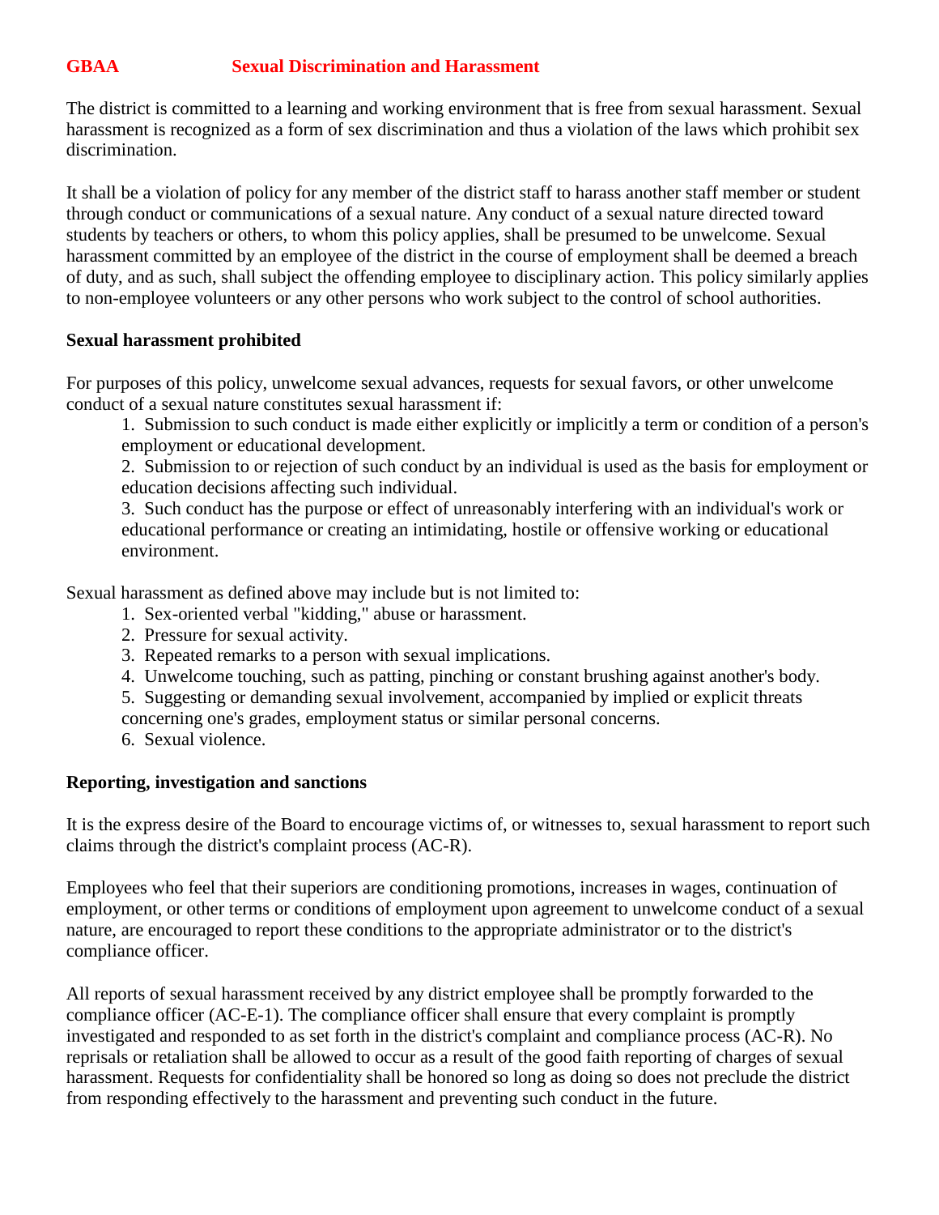# GBAA Sexual Discrimination and Harassment

The district is committed to a learning and working environment that is free from sexual harassment. Sexual harassment is recognized as a form of sex discrimination and thus a violation of the laws which prohibit sex discrimination.

It shall be a violation of policy for any member of the district staff to harass another staff member or student through conduct or communications of a sexual nature. Any conduct of a sexual nature directed toward students by teachers or others, to whom this policy applies, shall be presumed to be unwelcome. Sexual harassment committed by an employee of the district in the course of employment shall be deemed a breach of duty, and as such, shall subject the offending employee to disciplinary action. This policy similarly applies to non-employee volunteers or any other persons who work subject to the control of school authorities.

**Sexual harassment prohibited**

For purposes of this policy, unwelcome sexual advances, requests for sexual favors, or other unwelcome conduct of a sexual nature constitutes sexual harassment if:

1. Submission to such conduct is made either explicitly or implicitly a term or condition of a person's employment or educational development.
2. Submission to or rejection of such conduct by an individual is used as the basis for employment or education decisions affecting such individual.
3. Such conduct has the purpose or effect of unreasonably interfering with an individual's work or educational performance or creating an intimidating, hostile or offensive working or educational environment.

Sexual harassment as defined above may include but is not limited to:

1. Sex-oriented verbal "kidding," abuse or harassment.
2. Pressure for sexual activity.
3. Repeated remarks to a person with sexual implications.
4. Unwelcome touching, such as patting, pinching or constant brushing against another's body.
5. Suggesting or demanding sexual involvement, accompanied by implied or explicit threats concerning one's grades, employment status or similar personal concerns.
6. Sexual violence.

**Reporting, investigation and sanctions**

It is the express desire of the Board to encourage victims of, or witnesses to, sexual harassment to report such claims through the district's complaint process (AC-R).

Employees who feel that their superiors are conditioning promotions, increases in wages, continuation of employment, or other terms or conditions of employment upon agreement to unwelcome conduct of a sexual nature, are encouraged to report these conditions to the appropriate administrator or to the district's compliance officer.

All reports of sexual harassment received by any district employee shall be promptly forwarded to the compliance officer (AC-E-1). The compliance officer shall ensure that every complaint is promptly investigated and responded to as set forth in the district's complaint and compliance process (AC-R). No reprisals or retaliation shall be allowed to occur as a result of the good faith reporting of charges of sexual harassment. Requests for confidentiality shall be honored so long as doing so does not preclude the district from responding effectively to the harassment and preventing such conduct in the future.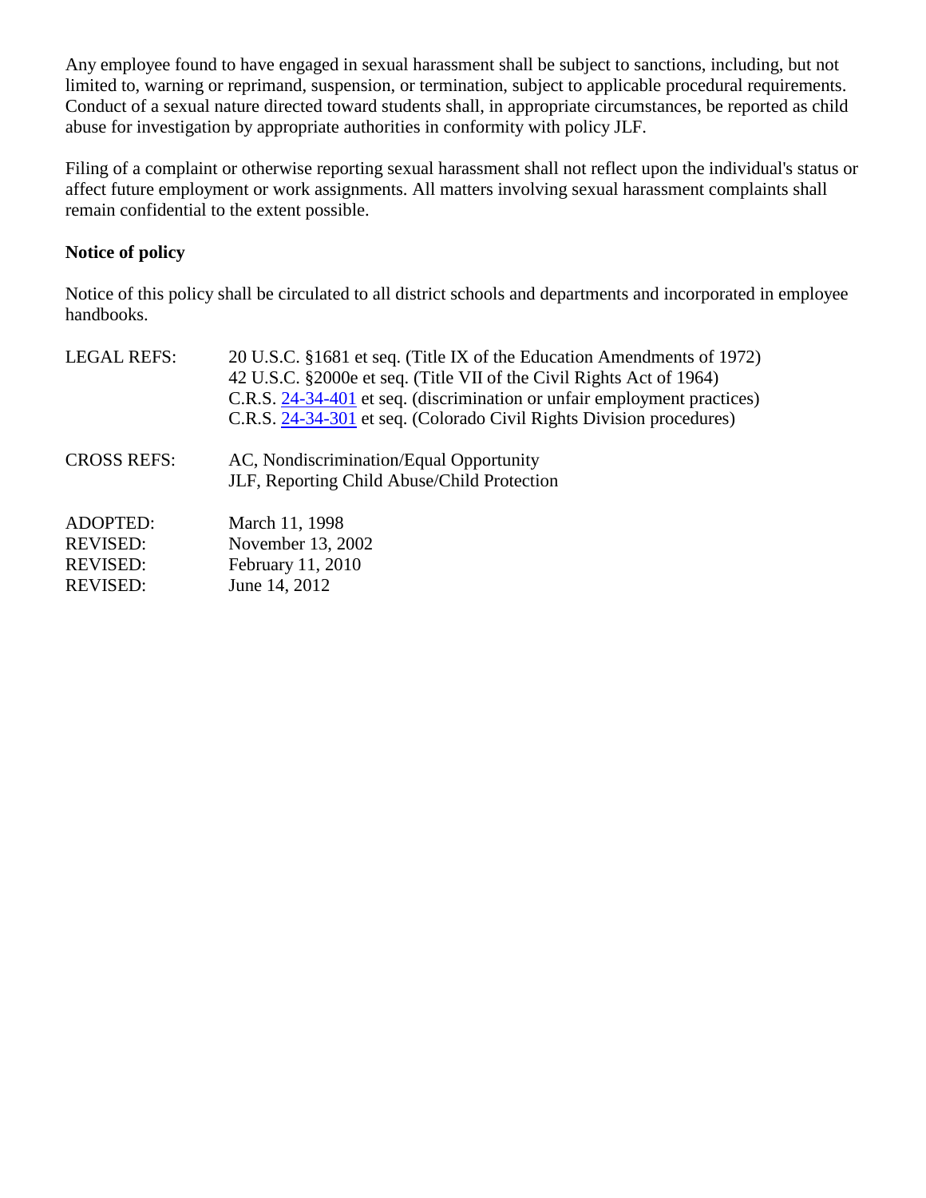Any employee found to have engaged in sexual harassment shall be subject to sanctions, including, but not limited to, warning or reprimand, suspension, or termination, subject to applicable procedural requirements. Conduct of a sexual nature directed toward students shall, in appropriate circumstances, be reported as child abuse for investigation by appropriate authorities in conformity with policy JLF.

Filing of a complaint or otherwise reporting sexual harassment shall not reflect upon the individual's status or affect future employment or work assignments. All matters involving sexual harassment complaints shall remain confidential to the extent possible.

**Notice of policy**

Notice of this policy shall be circulated to all district schools and departments and incorporated in employee handbooks.

| | |
|---|---|
| LEGAL REFS: | 20 U.S.C. §1681 et seq. (Title IX of the Education Amendments of 1972)<br>42 U.S.C. §2000e et seq. (Title VII of the Civil Rights Act of 1964)<br>C.R.S. 24-34-401 et seq. (discrimination or unfair employment practices)<br>C.R.S. 24-34-301 et seq. (Colorado Civil Rights Division procedures) |
| CROSS REFS: | AC, Nondiscrimination/Equal Opportunity<br>JLF, Reporting Child Abuse/Child Protection |
| ADOPTED: | March 11, 1998 |
| REVISED: | November 13, 2002 |
| REVISED: | February 11, 2010 |
| REVISED: | June 14, 2012 |